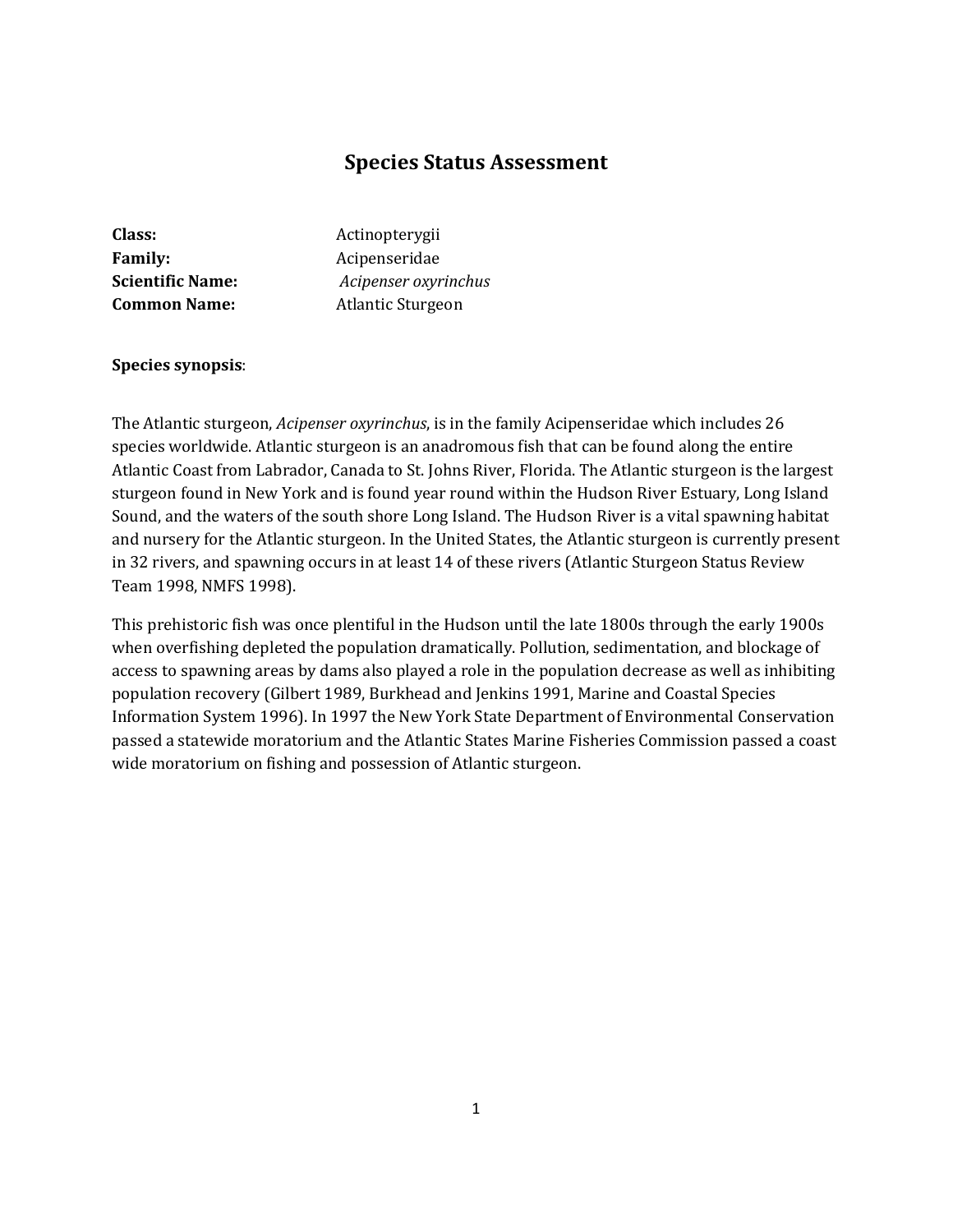# Species Status Assessment

**Class:** Actinopterygii
**Family:** Acipenseridae
**Scientific Name:** *Acipenser oxyrinchus*
**Common Name:** Atlantic Sturgeon

**Species synopsis**:

The Atlantic sturgeon, *Acipenser oxyrinchus*, is in the family Acipenseridae which includes 26 species worldwide. Atlantic sturgeon is an anadromous fish that can be found along the entire Atlantic Coast from Labrador, Canada to St. Johns River, Florida. The Atlantic sturgeon is the largest sturgeon found in New York and is found year round within the Hudson River Estuary, Long Island Sound, and the waters of the south shore Long Island. The Hudson River is a vital spawning habitat and nursery for the Atlantic sturgeon. In the United States, the Atlantic sturgeon is currently present in 32 rivers, and spawning occurs in at least 14 of these rivers (Atlantic Sturgeon Status Review Team 1998, NMFS 1998).

This prehistoric fish was once plentiful in the Hudson until the late 1800s through the early 1900s when overfishing depleted the population dramatically. Pollution, sedimentation, and blockage of access to spawning areas by dams also played a role in the population decrease as well as inhibiting population recovery (Gilbert 1989, Burkhead and Jenkins 1991, Marine and Coastal Species Information System 1996). In 1997 the New York State Department of Environmental Conservation passed a statewide moratorium and the Atlantic States Marine Fisheries Commission passed a coast wide moratorium on fishing and possession of Atlantic sturgeon.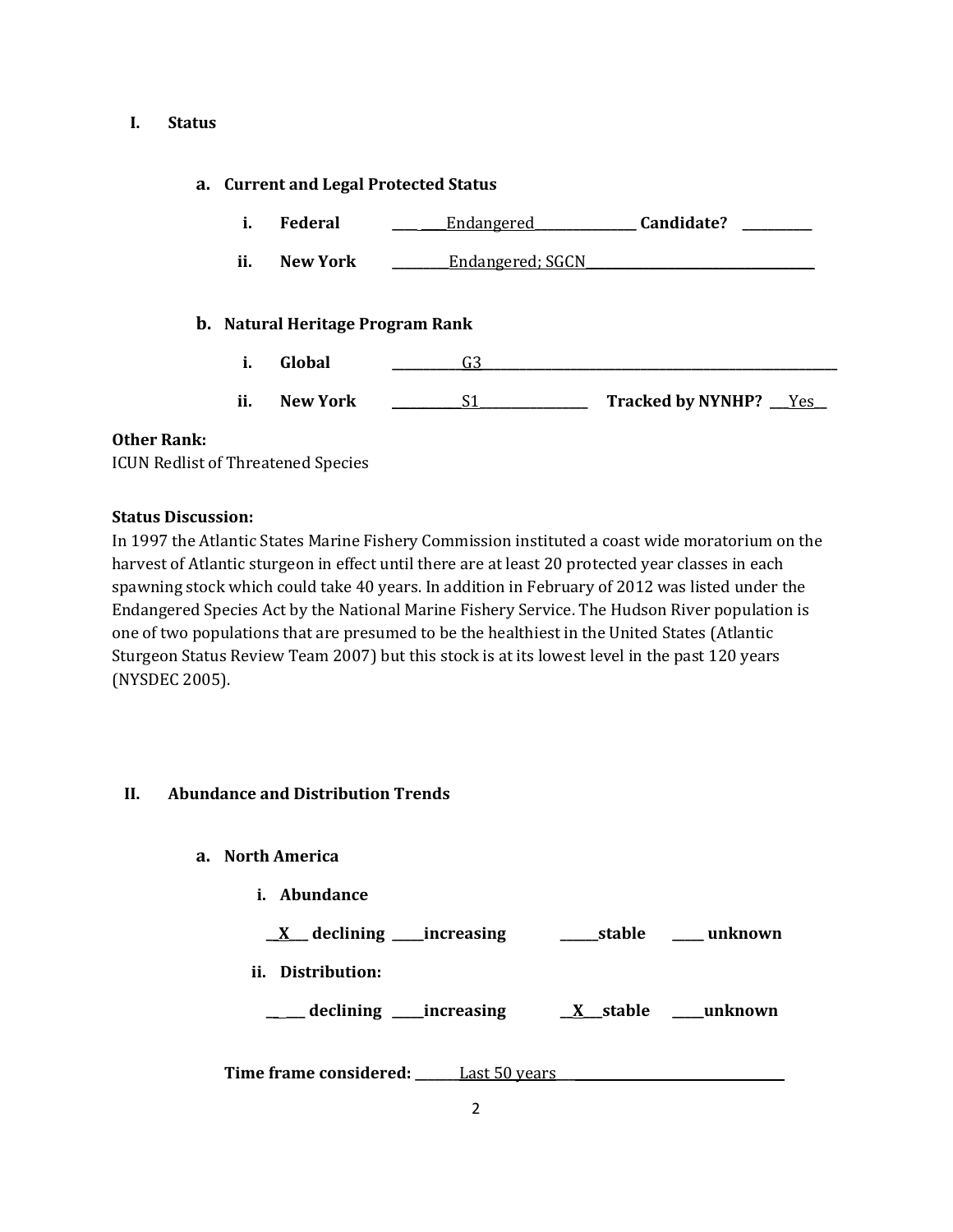## I. Status

### a. Current and Legal Protected Status

i. **Federal** ________Endangered_______________ **Candidate?** __________

ii. **New York** ________Endangered; SGCN___________________________________

### b. Natural Heritage Program Rank

i. **Global** ___________G3________________________________________________________

ii. **New York** __________S1________________ **Tracked by NYNHP?** ___Yes__

**Other Rank:**
ICUN Redlist of Threatened Species

**Status Discussion:**
In 1997 the Atlantic States Marine Fishery Commission instituted a coast wide moratorium on the harvest of Atlantic sturgeon in effect until there are at least 20 protected year classes in each spawning stock which could take 40 years. In addition in February of 2012 was listed under the Endangered Species Act by the National Marine Fishery Service. The Hudson River population is one of two populations that are presumed to be the healthiest in the United States (Atlantic Sturgeon Status Review Team 2007) but this stock is at its lowest level in the past 120 years (NYSDEC 2005).

## II. Abundance and Distribution Trends

### a. North America

**i. Abundance**

__X__ declining _____increasing ______stable _____ unknown

**ii. Distribution:**

_____ declining _____increasing __X__stable _____unknown

**Time frame considered:** _______Last 50 years__________________________________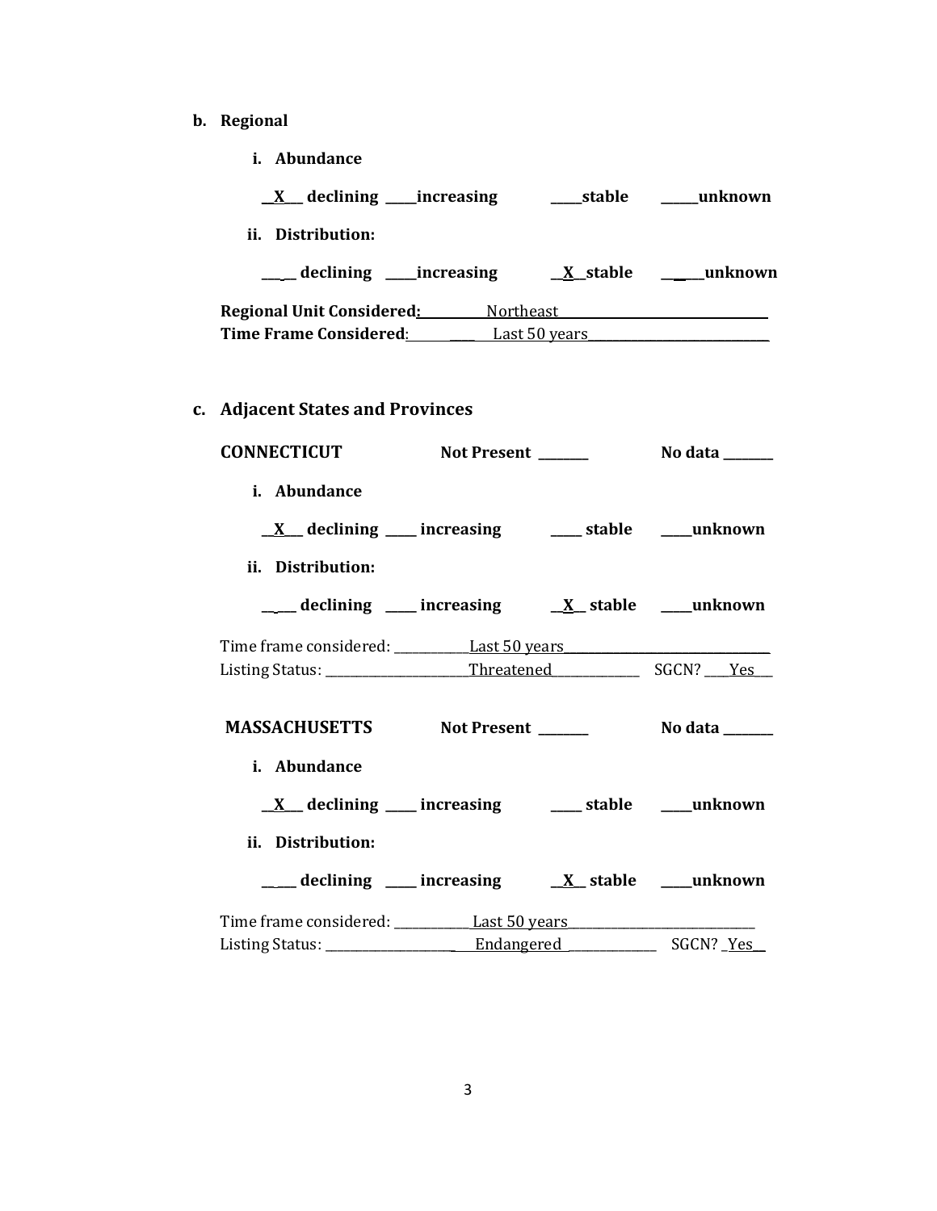**b. Regional**

**i. Abundance**

**\_\_X\_\_ declining \_\_\_\_increasing \_\_\_\_stable \_\_\_\_\_unknown**

**ii. Distribution:**

**\_\_\_\_ declining \_\_\_\_increasing \_\_X\_\_stable \_\_\_\_\_unknown**

**Regional Unit Considered:** Northeast
**Time Frame Considered**: Last 50 years

**c. Adjacent States and Provinces**

**CONNECTICUT** **Not Present \_\_\_\_\_\_\_** **No data \_\_\_\_\_\_\_**

**i. Abundance**

**\_\_X\_\_ declining \_\_\_\_ increasing \_\_\_\_ stable \_\_\_\_unknown**

**ii. Distribution:**

**\_\_\_\_ declining \_\_\_\_ increasing \_\_X\_\_ stable \_\_\_\_unknown**

Time frame considered: Last 50 years
Listing Status: Threatened SGCN? Yes

**MASSACHUSETTS** **Not Present \_\_\_\_\_\_\_** **No data \_\_\_\_\_\_\_**

**i. Abundance**

**\_\_X\_\_ declining \_\_\_\_ increasing \_\_\_\_ stable \_\_\_\_unknown**

**ii. Distribution:**

**\_\_\_\_ declining \_\_\_\_ increasing \_\_X\_\_ stable \_\_\_\_unknown**

Time frame considered: Last 50 years
Listing Status: Endangered SGCN? Yes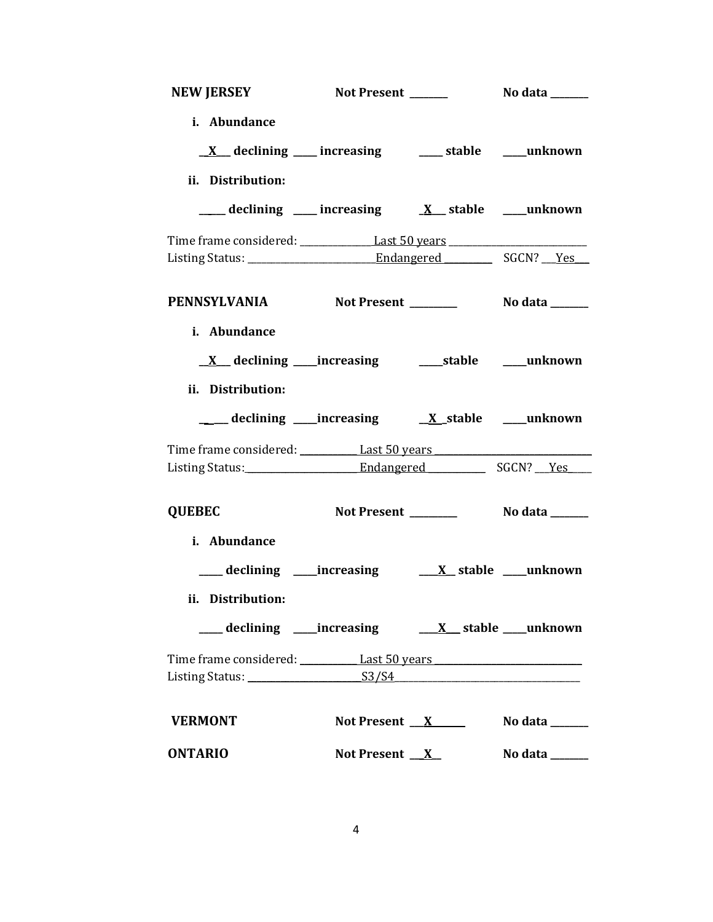**NEW JERSEY** Not Present _______ No data _______

i. **Abundance**

__X__ declining ____ increasing ____ stable ____unknown

ii. **Distribution:**

_____ declining ____ increasing _X__ stable ____unknown

Time frame considered: ______________Last 50 years ___________________________

Listing Status: _________________________Endangered __________ SGCN? ___Yes___

**PENNSYLVANIA** Not Present ________ No data _______

i. **Abundance**

__X__ declining ____increasing ____stable ____unknown

ii. **Distribution:**

_____ declining ____increasing __X_stable ____unknown

Time frame considered: ___________ Last 50 years ______________________________

Listing Status:______________________ Endangered ___________ SGCN? ___Yes____

**QUEBEC** Not Present ________ No data _______

i. **Abundance**

____ declining ____increasing ___X__ stable ____unknown

ii. **Distribution:**

____ declining ____increasing ___X___ stable ____unknown

Time frame considered: ___________ Last 50 years _____________________________

Listing Status: _______________________S3/S4_____________________________________

**VERMONT** Not Present ___X______ No data _______

**ONTARIO** Not Present __X__ No data _______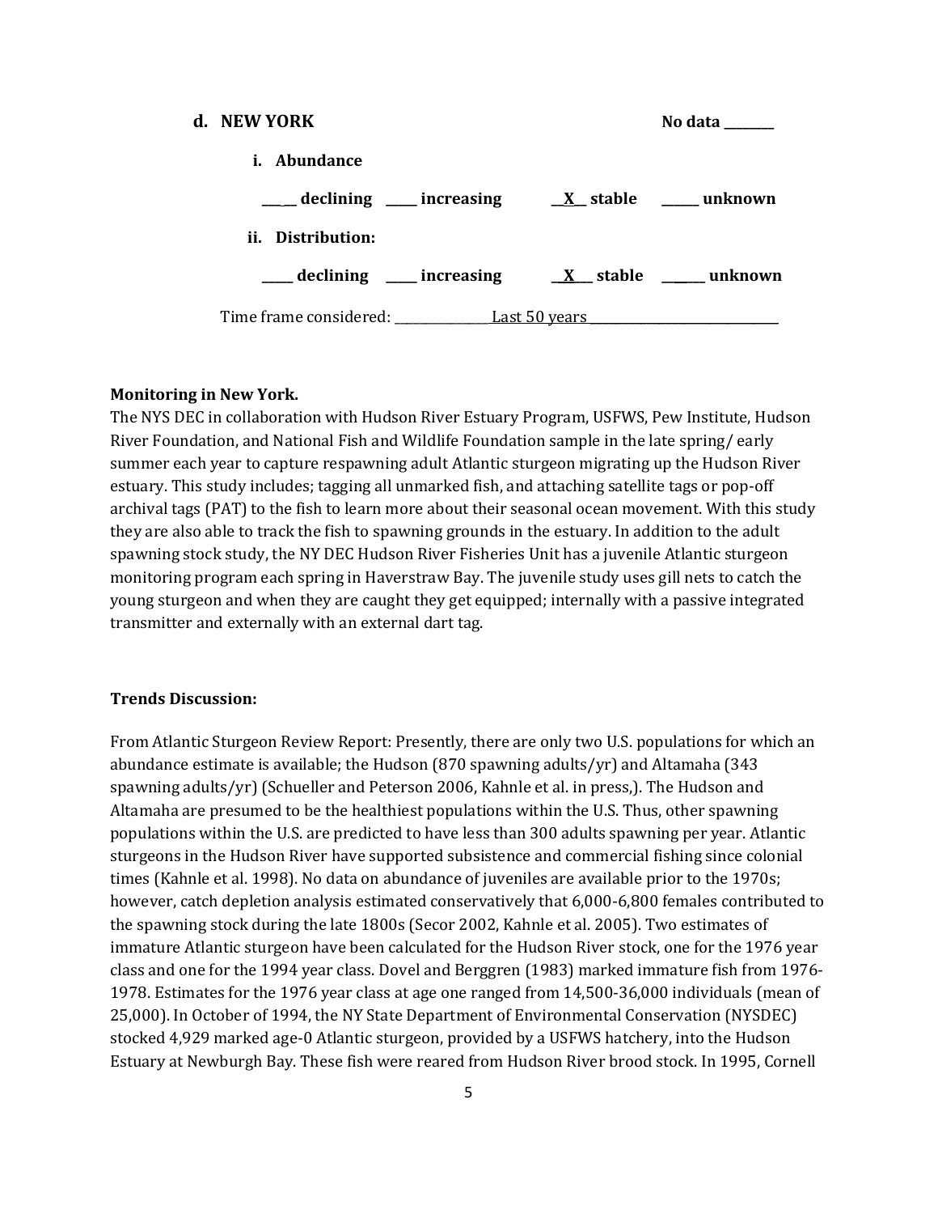**d. NEW YORK** **No data \_\_\_\_\_\_\_\_**

**i. Abundance**

**\_\_\_\_ declining \_\_\_\_ increasing \_\_X\_\_ stable \_\_\_\_\_ unknown**

**ii. Distribution:**

**\_\_\_\_ declining \_\_\_\_ increasing \_\_X\_\_ stable \_\_\_\_\_ unknown**

Time frame considered: \_\_\_\_\_\_\_\_\_\_\_\_\_\_\_Last 50 years \_\_\_\_\_\_\_\_\_\_\_\_\_\_\_\_\_\_\_\_\_\_\_\_\_\_\_\_

**Monitoring in New York.**

The NYS DEC in collaboration with Hudson River Estuary Program, USFWS, Pew Institute, Hudson River Foundation, and National Fish and Wildlife Foundation sample in the late spring/ early summer each year to capture respawning adult Atlantic sturgeon migrating up the Hudson River estuary. This study includes; tagging all unmarked fish, and attaching satellite tags or pop-off archival tags (PAT) to the fish to learn more about their seasonal ocean movement. With this study they are also able to track the fish to spawning grounds in the estuary. In addition to the adult spawning stock study, the NY DEC Hudson River Fisheries Unit has a juvenile Atlantic sturgeon monitoring program each spring in Haverstraw Bay. The juvenile study uses gill nets to catch the young sturgeon and when they are caught they get equipped; internally with a passive integrated transmitter and externally with an external dart tag.

**Trends Discussion:**

From Atlantic Sturgeon Review Report: Presently, there are only two U.S. populations for which an abundance estimate is available; the Hudson (870 spawning adults/yr) and Altamaha (343 spawning adults/yr) (Schueller and Peterson 2006, Kahnle et al. in press,). The Hudson and Altamaha are presumed to be the healthiest populations within the U.S. Thus, other spawning populations within the U.S. are predicted to have less than 300 adults spawning per year. Atlantic sturgeons in the Hudson River have supported subsistence and commercial fishing since colonial times (Kahnle et al. 1998). No data on abundance of juveniles are available prior to the 1970s; however, catch depletion analysis estimated conservatively that 6,000-6,800 females contributed to the spawning stock during the late 1800s (Secor 2002, Kahnle et al. 2005). Two estimates of immature Atlantic sturgeon have been calculated for the Hudson River stock, one for the 1976 year class and one for the 1994 year class. Dovel and Berggren (1983) marked immature fish from 1976-1978. Estimates for the 1976 year class at age one ranged from 14,500-36,000 individuals (mean of 25,000). In October of 1994, the NY State Department of Environmental Conservation (NYSDEC) stocked 4,929 marked age-0 Atlantic sturgeon, provided by a USFWS hatchery, into the Hudson Estuary at Newburgh Bay. These fish were reared from Hudson River brood stock. In 1995, Cornell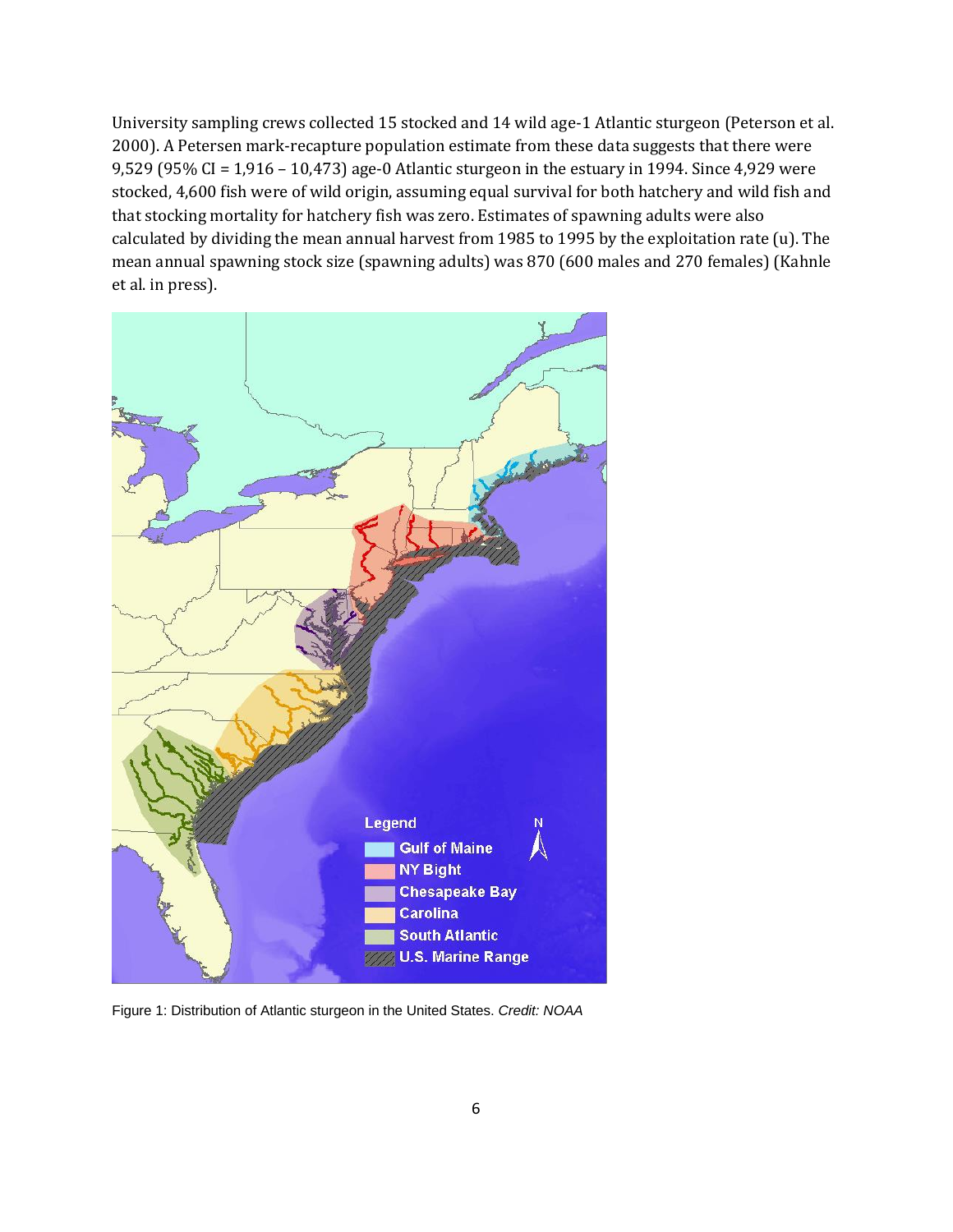University sampling crews collected 15 stocked and 14 wild age-1 Atlantic sturgeon (Peterson et al. 2000). A Petersen mark-recapture population estimate from these data suggests that there were 9,529 (95% CI = 1,916 – 10,473) age-0 Atlantic sturgeon in the estuary in 1994. Since 4,929 were stocked, 4,600 fish were of wild origin, assuming equal survival for both hatchery and wild fish and that stocking mortality for hatchery fish was zero. Estimates of spawning adults were also calculated by dividing the mean annual harvest from 1985 to 1995 by the exploitation rate (u). The mean annual spawning stock size (spawning adults) was 870 (600 males and 270 females) (Kahnle et al. in press).

Legend
N
Gulf of Maine
NY Bight
Chesapeake Bay
Carolina
South Atlantic
U.S. Marine Range

Figure 1: Distribution of Atlantic sturgeon in the United States. *Credit: NOAA*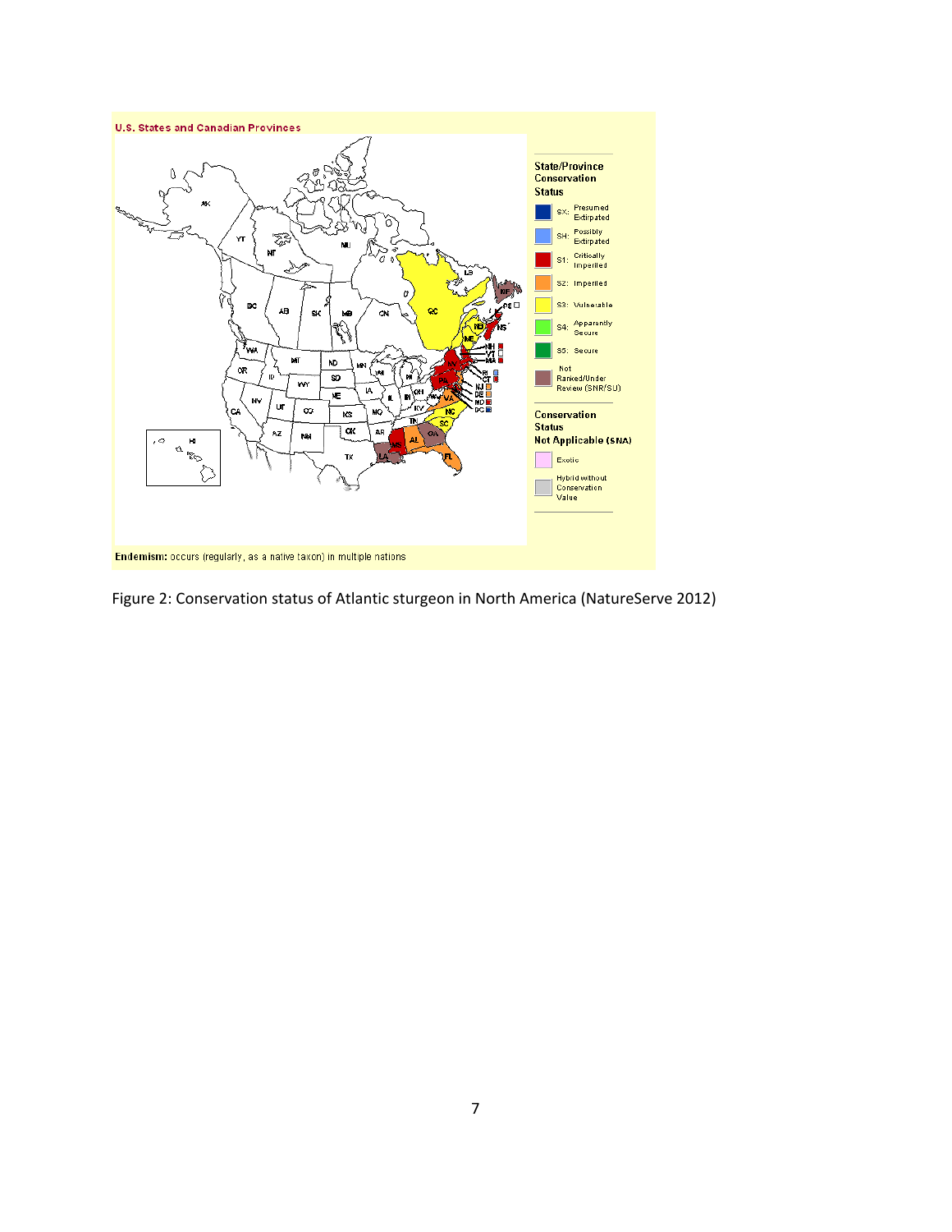U.S. States and Canadian Provinces

State/Province Conservation Status

SX: Presumed Extirpated

SH: Possibly Extirpated

S1: Critically Imperiled

S2: Imperiled

S3: Vulnerable

S4: Apparently Secure

S5: Secure

Not Ranked/Under Review (SNR/SU)

Conservation Status Not Applicable (SNA)

Exotic

Hybrid without Conservation Value

Endemism: occurs (regularly, as a native taxon) in multiple nations

Figure 2: Conservation status of Atlantic sturgeon in North America (NatureServe 2012)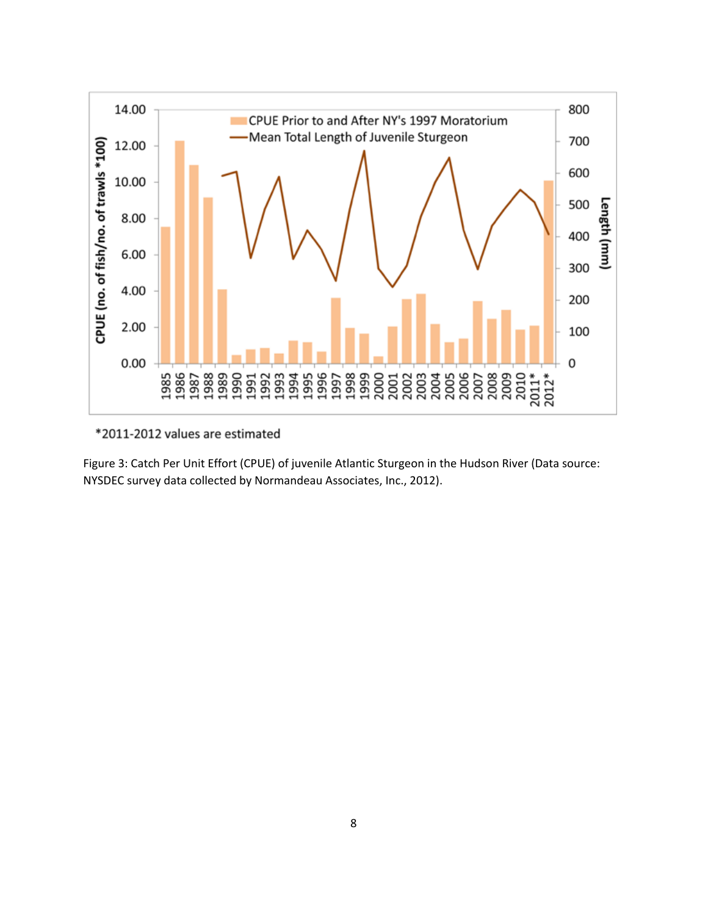14.00
12.00
10.00
8.00
6.00
4.00
2.00
0.00

CPUE (no. of fish/no. of trawls *100)

CPUE Prior to and After NY's 1997 Moratorium
Mean Total Length of Juvenile Sturgeon

800
700
600
500
400
300
200
100
0

Length (mm)

1985 1986 1987 1988 1989 1990 1991 1992 1993 1994 1995 1996 1997 1998 1999 2000 2001 2002 2003 2004 2005 2006 2007 2008 2009 2010 2011* 2012*

*2011-2012 values are estimated

Figure 3: Catch Per Unit Effort (CPUE) of juvenile Atlantic Sturgeon in the Hudson River (Data source: NYSDEC survey data collected by Normandeau Associates, Inc., 2012).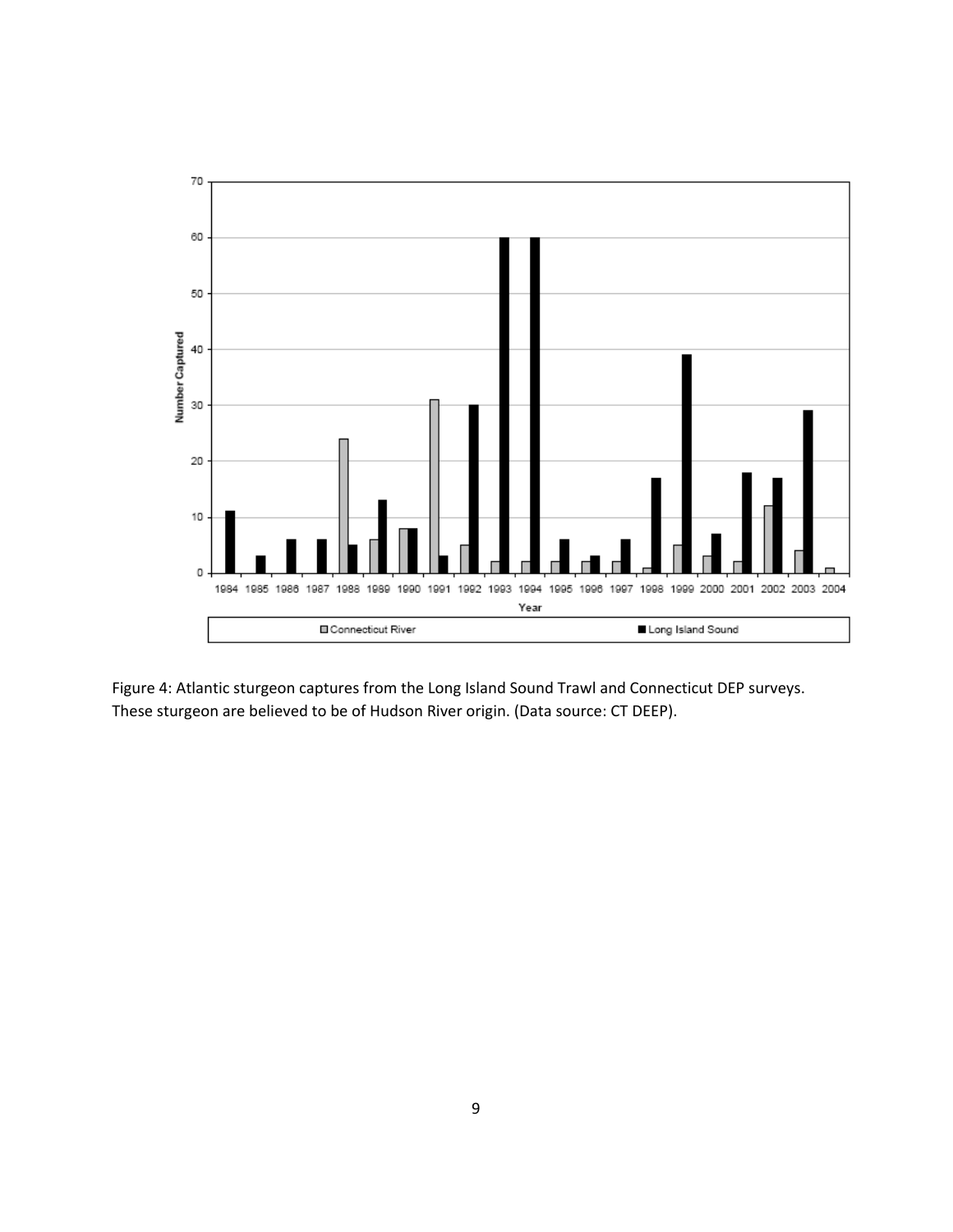70

60

50

40

30

20

10

0

Number Captured

1984 1985 1986 1987 1988 1989 1990 1991 1992 1993 1994 1995 1996 1997 1998 1999 2000 2001 2002 2003 2004

Year

Connecticut River

Long Island Sound

Figure 4: Atlantic sturgeon captures from the Long Island Sound Trawl and Connecticut DEP surveys. These sturgeon are believed to be of Hudson River origin. (Data source: CT DEEP).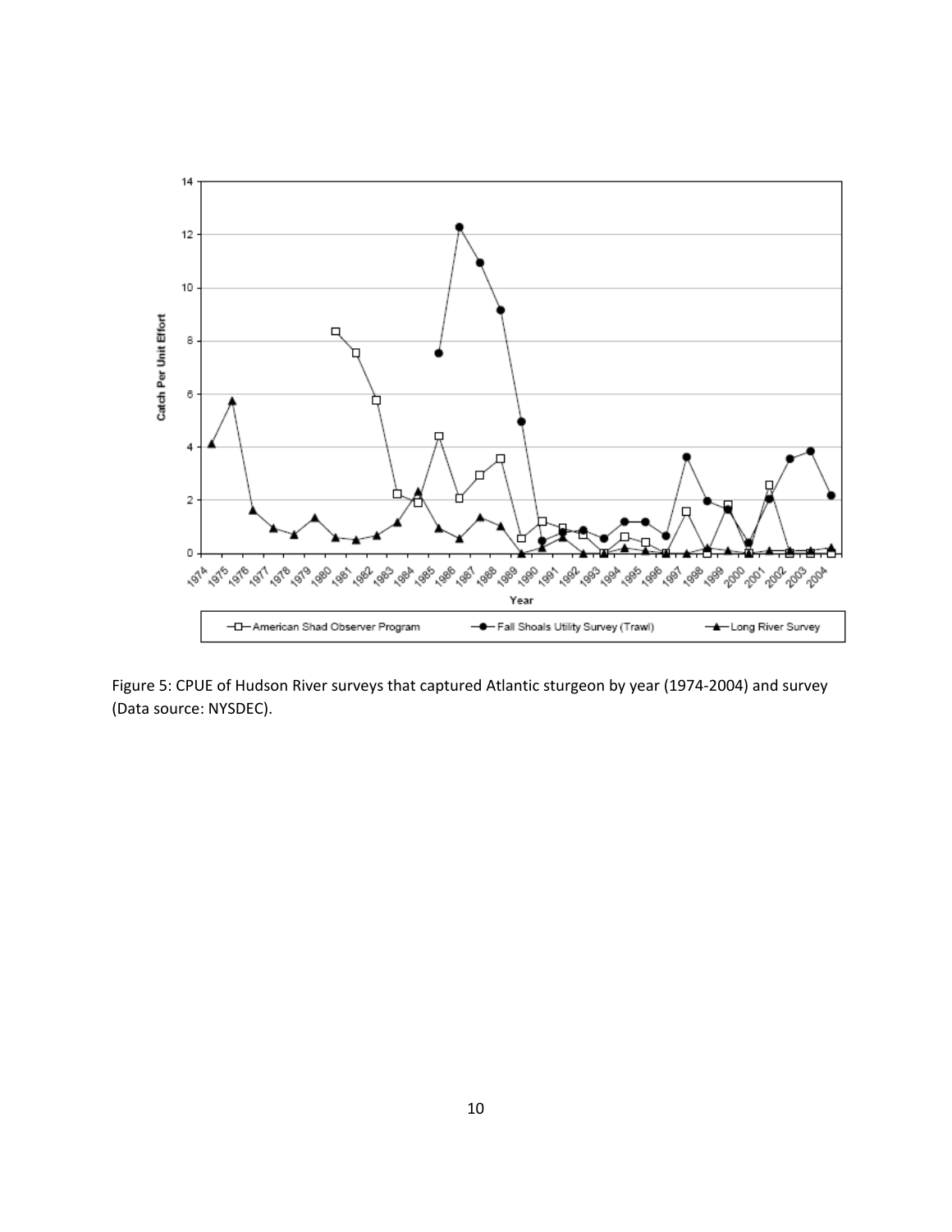14

12

10

8

6

4

2

0

Catch Per Unit Effort

1974 1975 1976 1977 1978 1979 1980 1981 1982 1983 1984 1985 1986 1987 1988 1989 1990 1991 1992 1993 1994 1995 1996 1997 1998 1999 2000 2001 2002 2003 2004

Year

American Shad Observer Program

Fall Shoals Utility Survey (Trawl)

Long River Survey

Figure 5: CPUE of Hudson River surveys that captured Atlantic sturgeon by year (1974-2004) and survey (Data source: NYSDEC).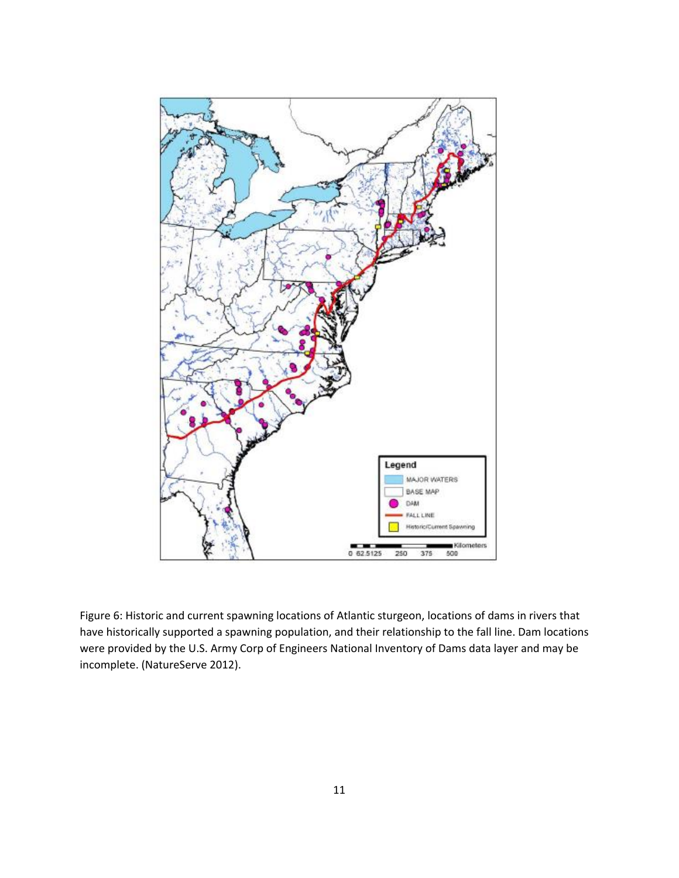Legend

MAJOR WATERS

BASE MAP

DAM

FALL LINE

Historic/Current Spawning

0 62.5125 250 375 500

Kilometers

Figure 6: Historic and current spawning locations of Atlantic sturgeon, locations of dams in rivers that have historically supported a spawning population, and their relationship to the fall line. Dam locations were provided by the U.S. Army Corp of Engineers National Inventory of Dams data layer and may be incomplete. (NatureServe 2012).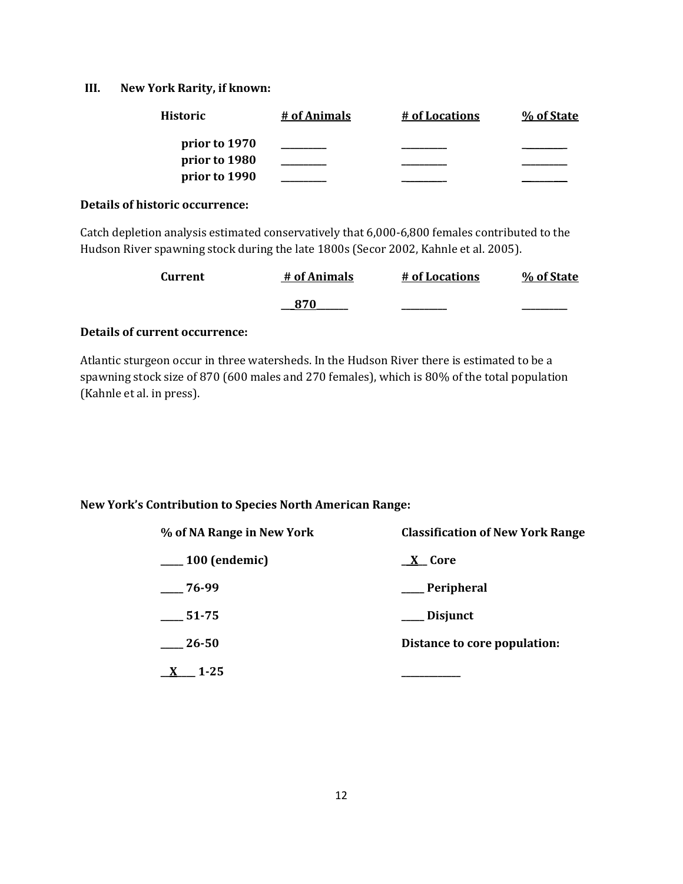### III. New York Rarity, if known:

| Historic | # of Animals | # of Locations | % of State |
|---|---|---|---|
| prior to 1970 | _________ | _________ | _________ |
| prior to 1980 | _________ | _________ | _________ |
| prior to 1990 | _________ | _________ | _________ |

**Details of historic occurrence:**

Catch depletion analysis estimated conservatively that 6,000-6,800 females contributed to the Hudson River spawning stock during the late 1800s (Secor 2002, Kahnle et al. 2005).

| Current | # of Animals | # of Locations | % of State |
|---|---|---|---|
| | \_\_\_870\_\_\_\_\_\_ | _________ | _________ |

**Details of current occurrence:**

Atlantic sturgeon occur in three watersheds. In the Hudson River there is estimated to be a spawning stock size of 870 (600 males and 270 females), which is 80% of the total population (Kahnle et al. in press).

**New York's Contribution to Species North American Range:**

| % of NA Range in New York | Classification of New York Range |
|---|---|
| \_\_\_\_\_ 100 (endemic) | \_\_X\_\_ Core |
| \_\_\_\_\_ 76-99 | \_\_\_\_\_ Peripheral |
| \_\_\_\_\_ 51-75 | \_\_\_\_\_ Disjunct |
| \_\_\_\_\_ 26-50 | **Distance to core population:** |
| \_\_X\_\_\_ 1-25 | _____________ |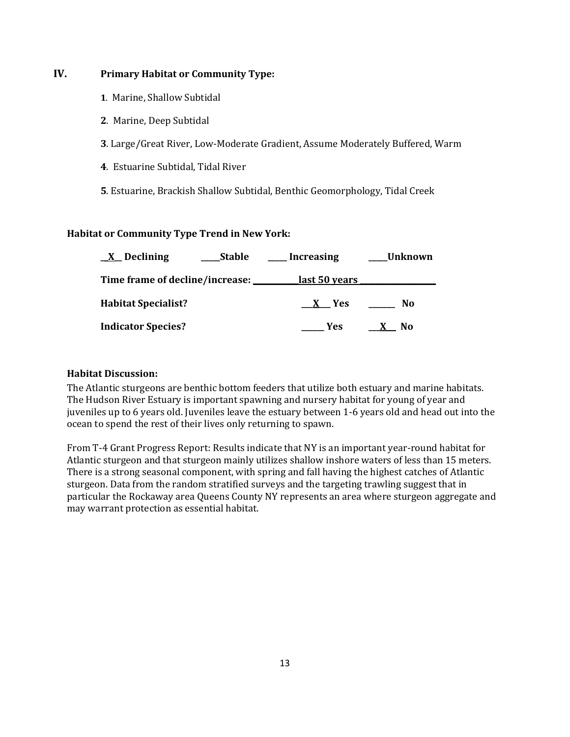## IV. Primary Habitat or Community Type:

1. Marine, Shallow Subtidal

2. Marine, Deep Subtidal

3. Large/Great River, Low-Moderate Gradient, Assume Moderately Buffered, Warm

4. Estuarine Subtidal, Tidal River

5. Estuarine, Brackish Shallow Subtidal, Benthic Geomorphology, Tidal Creek

**Habitat or Community Type Trend in New York:**

**\_\_X\_\_ Declining \_\_\_\_\_Stable \_\_\_\_\_ Increasing \_\_\_\_\_Unknown**

**Time frame of decline/increase: \_\_\_\_\_\_\_\_\_\_\_last 50 years \_\_\_\_\_\_\_\_\_\_\_\_\_\_\_\_\_\_\_**

**Habitat Specialist? \_\_\_X\_\_\_ Yes \_\_\_\_\_\_\_ No**

**Indicator Species? \_\_\_\_\_\_ Yes \_\_\_X\_\_\_ No**

**Habitat Discussion:**

The Atlantic sturgeons are benthic bottom feeders that utilize both estuary and marine habitats. The Hudson River Estuary is important spawning and nursery habitat for young of year and juveniles up to 6 years old. Juveniles leave the estuary between 1-6 years old and head out into the ocean to spend the rest of their lives only returning to spawn.

From T-4 Grant Progress Report: Results indicate that NY is an important year-round habitat for Atlantic sturgeon and that sturgeon mainly utilizes shallow inshore waters of less than 15 meters. There is a strong seasonal component, with spring and fall having the highest catches of Atlantic sturgeon. Data from the random stratified surveys and the targeting trawling suggest that in particular the Rockaway area Queens County NY represents an area where sturgeon aggregate and may warrant protection as essential habitat.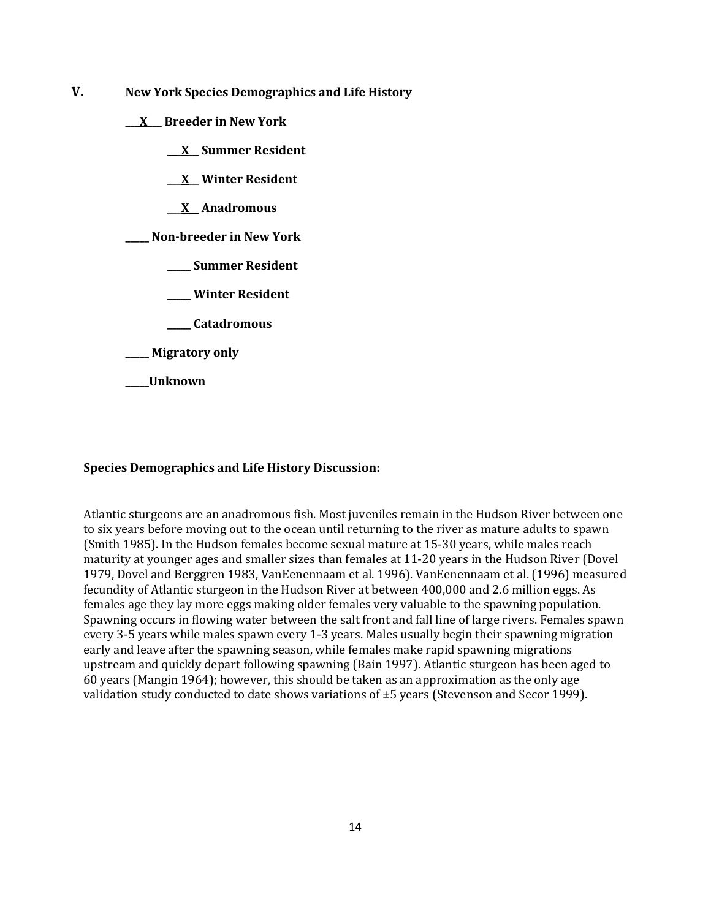## V. New York Species Demographics and Life History

__X__ **Breeder in New York**

- __X__ **Summer Resident**
- __X__ **Winter Resident**
- __X__ **Anadromous**

_____ **Non-breeder in New York**

- _____ **Summer Resident**
- _____ **Winter Resident**
- _____ **Catadromous**

_____ **Migratory only**

_____**Unknown**

**Species Demographics and Life History Discussion:**

Atlantic sturgeons are an anadromous fish. Most juveniles remain in the Hudson River between one to six years before moving out to the ocean until returning to the river as mature adults to spawn (Smith 1985). In the Hudson females become sexual mature at 15-30 years, while males reach maturity at younger ages and smaller sizes than females at 11-20 years in the Hudson River (Dovel 1979, Dovel and Berggren 1983, VanEenennaam et al. 1996). VanEenennaam et al. (1996) measured fecundity of Atlantic sturgeon in the Hudson River at between 400,000 and 2.6 million eggs. As females age they lay more eggs making older females very valuable to the spawning population. Spawning occurs in flowing water between the salt front and fall line of large rivers. Females spawn every 3-5 years while males spawn every 1-3 years. Males usually begin their spawning migration early and leave after the spawning season, while females make rapid spawning migrations upstream and quickly depart following spawning (Bain 1997). Atlantic sturgeon has been aged to 60 years (Mangin 1964); however, this should be taken as an approximation as the only age validation study conducted to date shows variations of ±5 years (Stevenson and Secor 1999).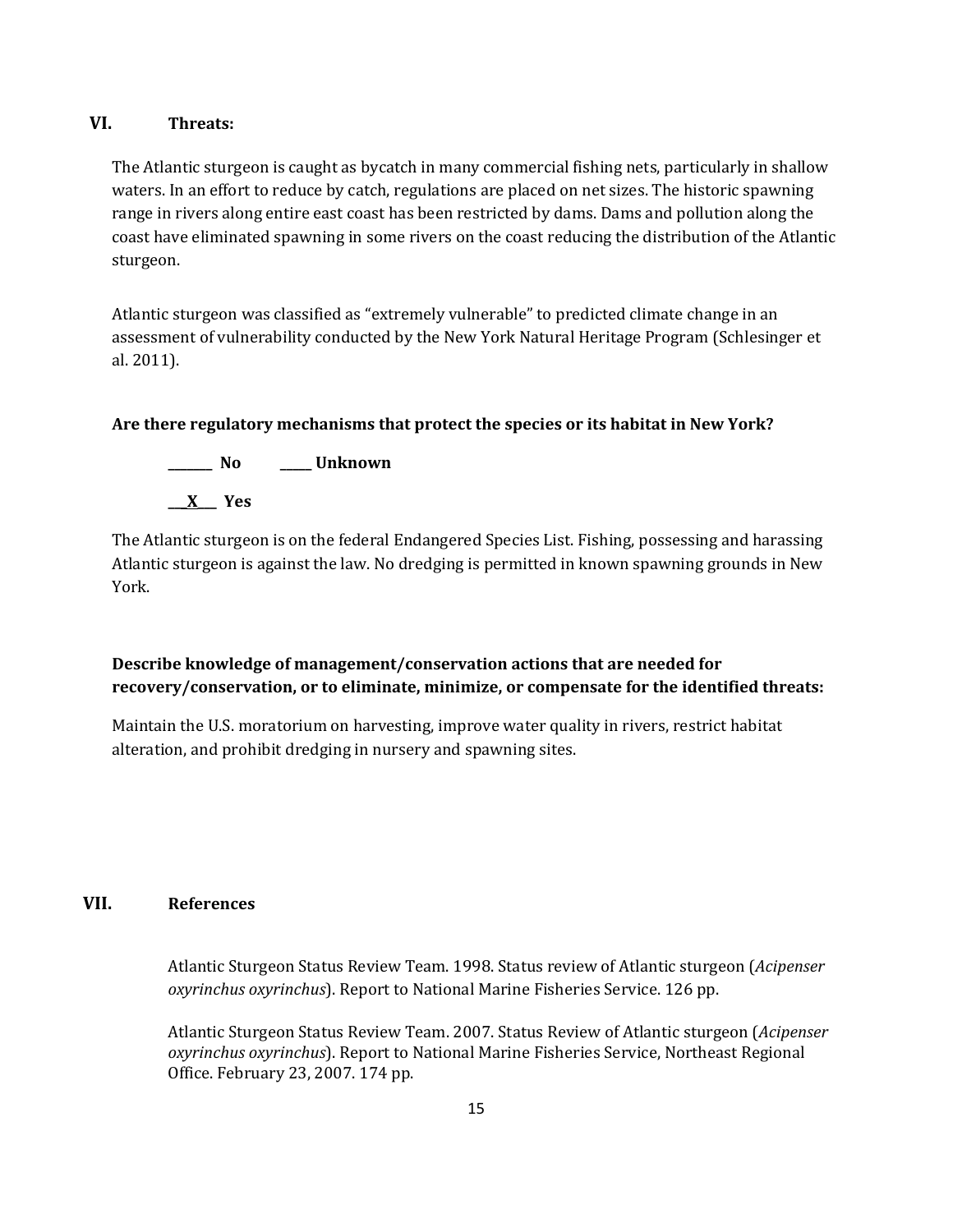## VI. Threats:

The Atlantic sturgeon is caught as bycatch in many commercial fishing nets, particularly in shallow waters. In an effort to reduce by catch, regulations are placed on net sizes. The historic spawning range in rivers along entire east coast has been restricted by dams. Dams and pollution along the coast have eliminated spawning in some rivers on the coast reducing the distribution of the Atlantic sturgeon.

Atlantic sturgeon was classified as "extremely vulnerable" to predicted climate change in an assessment of vulnerability conducted by the New York Natural Heritage Program (Schlesinger et al. 2011).

**Are there regulatory mechanisms that protect the species or its habitat in New York?**

**_______ No  _____ Unknown**

**___X___ Yes**

The Atlantic sturgeon is on the federal Endangered Species List. Fishing, possessing and harassing Atlantic sturgeon is against the law. No dredging is permitted in known spawning grounds in New York.

**Describe knowledge of management/conservation actions that are needed for recovery/conservation, or to eliminate, minimize, or compensate for the identified threats:**

Maintain the U.S. moratorium on harvesting, improve water quality in rivers, restrict habitat alteration, and prohibit dredging in nursery and spawning sites.

## VII. References

Atlantic Sturgeon Status Review Team. 1998. Status review of Atlantic sturgeon (*Acipenser oxyrinchus oxyrinchus*). Report to National Marine Fisheries Service. 126 pp.

Atlantic Sturgeon Status Review Team. 2007. Status Review of Atlantic sturgeon (*Acipenser oxyrinchus oxyrinchus*). Report to National Marine Fisheries Service, Northeast Regional Office. February 23, 2007. 174 pp.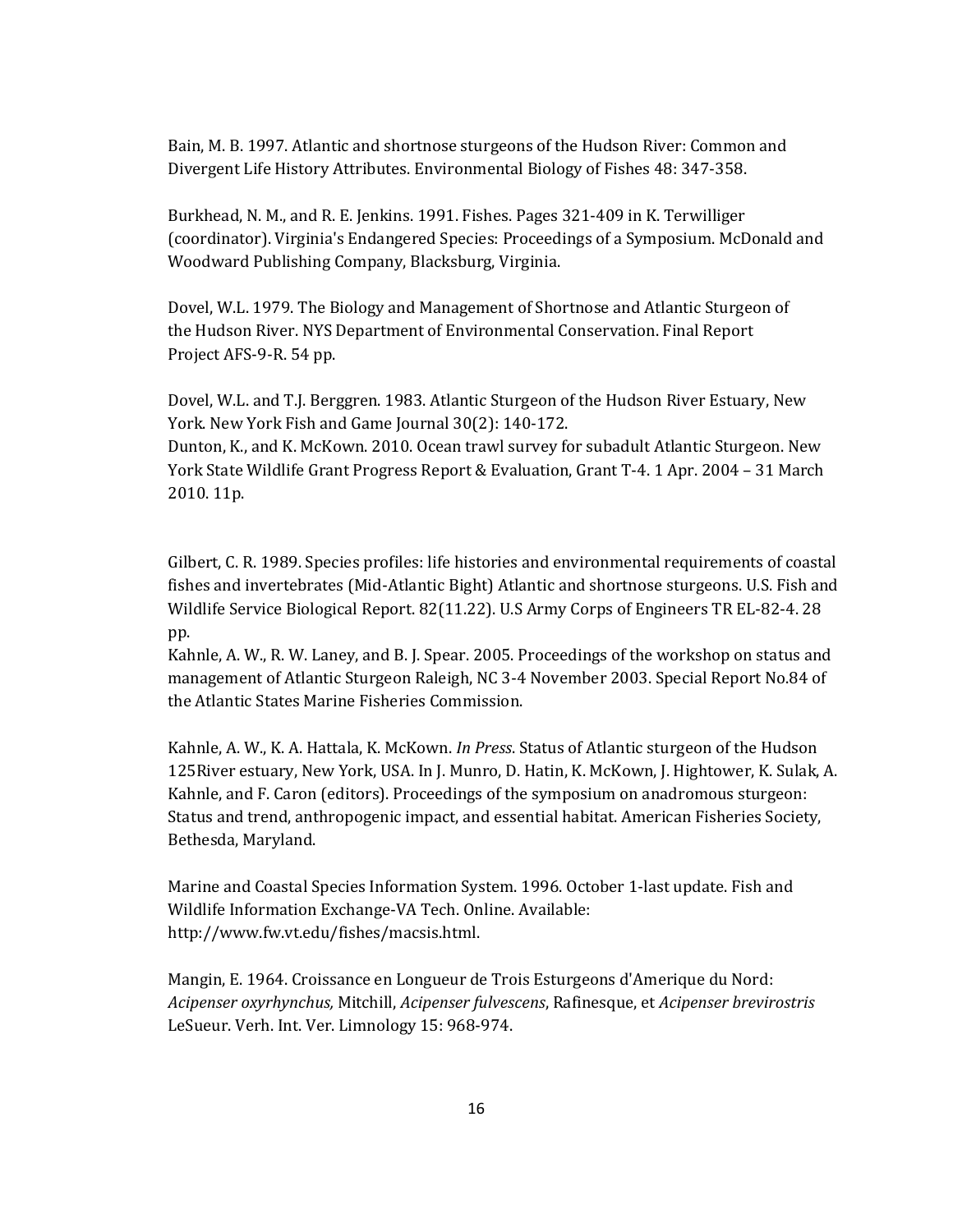Bain, M. B. 1997. Atlantic and shortnose sturgeons of the Hudson River: Common and Divergent Life History Attributes. Environmental Biology of Fishes 48: 347-358.

Burkhead, N. M., and R. E. Jenkins. 1991. Fishes. Pages 321-409 in K. Terwilliger (coordinator). Virginia's Endangered Species: Proceedings of a Symposium. McDonald and Woodward Publishing Company, Blacksburg, Virginia.

Dovel, W.L. 1979. The Biology and Management of Shortnose and Atlantic Sturgeon of the Hudson River. NYS Department of Environmental Conservation. Final Report Project AFS-9-R. 54 pp.

Dovel, W.L. and T.J. Berggren. 1983. Atlantic Sturgeon of the Hudson River Estuary, New York. New York Fish and Game Journal 30(2): 140-172.

Dunton, K., and K. McKown. 2010. Ocean trawl survey for subadult Atlantic Sturgeon. New York State Wildlife Grant Progress Report & Evaluation, Grant T-4. 1 Apr. 2004 – 31 March 2010. 11p.

Gilbert, C. R. 1989. Species profiles: life histories and environmental requirements of coastal fishes and invertebrates (Mid-Atlantic Bight) Atlantic and shortnose sturgeons. U.S. Fish and Wildlife Service Biological Report. 82(11.22). U.S Army Corps of Engineers TR EL-82-4. 28 pp.

Kahnle, A. W., R. W. Laney, and B. J. Spear. 2005. Proceedings of the workshop on status and management of Atlantic Sturgeon Raleigh, NC 3-4 November 2003. Special Report No.84 of the Atlantic States Marine Fisheries Commission.

Kahnle, A. W., K. A. Hattala, K. McKown. *In Press*. Status of Atlantic sturgeon of the Hudson 125River estuary, New York, USA. In J. Munro, D. Hatin, K. McKown, J. Hightower, K. Sulak, A. Kahnle, and F. Caron (editors). Proceedings of the symposium on anadromous sturgeon: Status and trend, anthropogenic impact, and essential habitat. American Fisheries Society, Bethesda, Maryland.

Marine and Coastal Species Information System. 1996. October 1-last update. Fish and Wildlife Information Exchange-VA Tech. Online. Available: http://www.fw.vt.edu/fishes/macsis.html.

Mangin, E. 1964. Croissance en Longueur de Trois Esturgeons d'Amerique du Nord: *Acipenser oxyrhynchus,* Mitchill, *Acipenser fulvescens*, Rafinesque, et *Acipenser brevirostris* LeSueur. Verh. Int. Ver. Limnology 15: 968-974.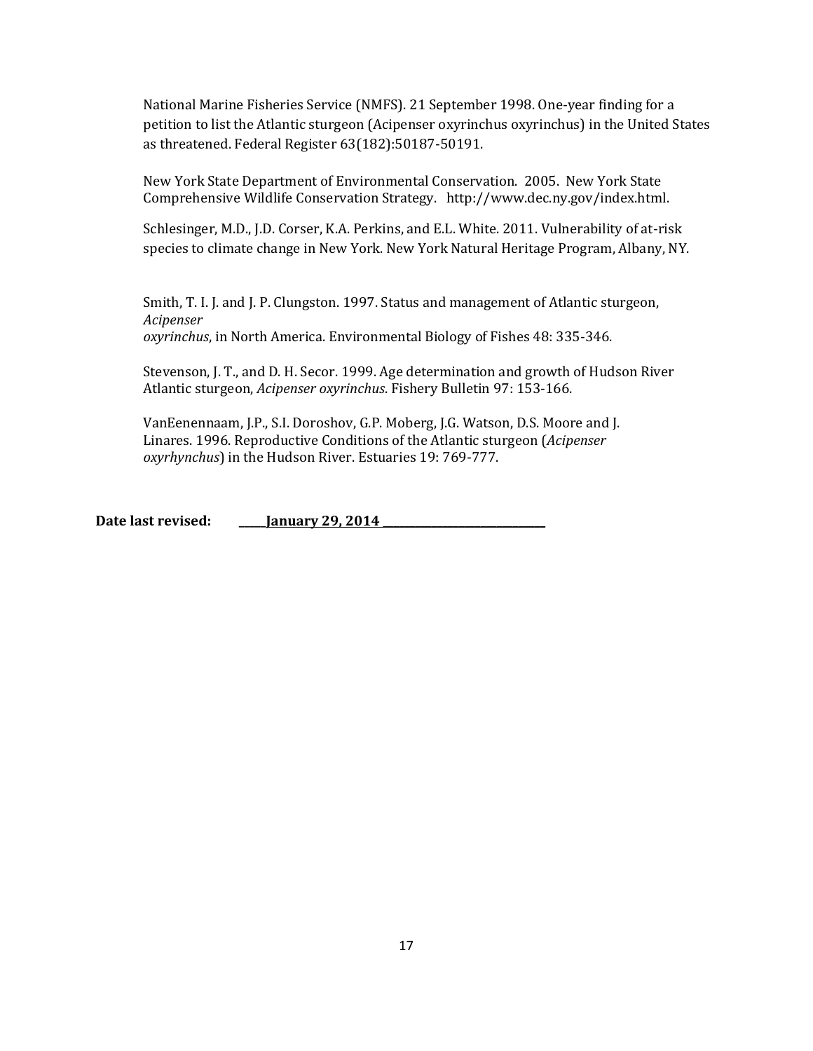National Marine Fisheries Service (NMFS). 21 September 1998. One-year finding for a petition to list the Atlantic sturgeon (Acipenser oxyrinchus oxyrinchus) in the United States as threatened. Federal Register 63(182):50187-50191.

New York State Department of Environmental Conservation. 2005. New York State Comprehensive Wildlife Conservation Strategy. http://www.dec.ny.gov/index.html.

Schlesinger, M.D., J.D. Corser, K.A. Perkins, and E.L. White. 2011. Vulnerability of at-risk species to climate change in New York. New York Natural Heritage Program, Albany, NY.

Smith, T. I. J. and J. P. Clungston. 1997. Status and management of Atlantic sturgeon, *Acipenser oxyrinchus*, in North America. Environmental Biology of Fishes 48: 335-346.

Stevenson, J. T., and D. H. Secor. 1999. Age determination and growth of Hudson River Atlantic sturgeon, *Acipenser oxyrinchus*. Fishery Bulletin 97: 153-166.

VanEenennaam, J.P., S.I. Doroshov, G.P. Moberg, J.G. Watson, D.S. Moore and J. Linares. 1996. Reproductive Conditions of the Atlantic sturgeon (*Acipenser oxyrhynchus*) in the Hudson River. Estuaries 19: 769-777.

**Date last revised:** **January 29, 2014**